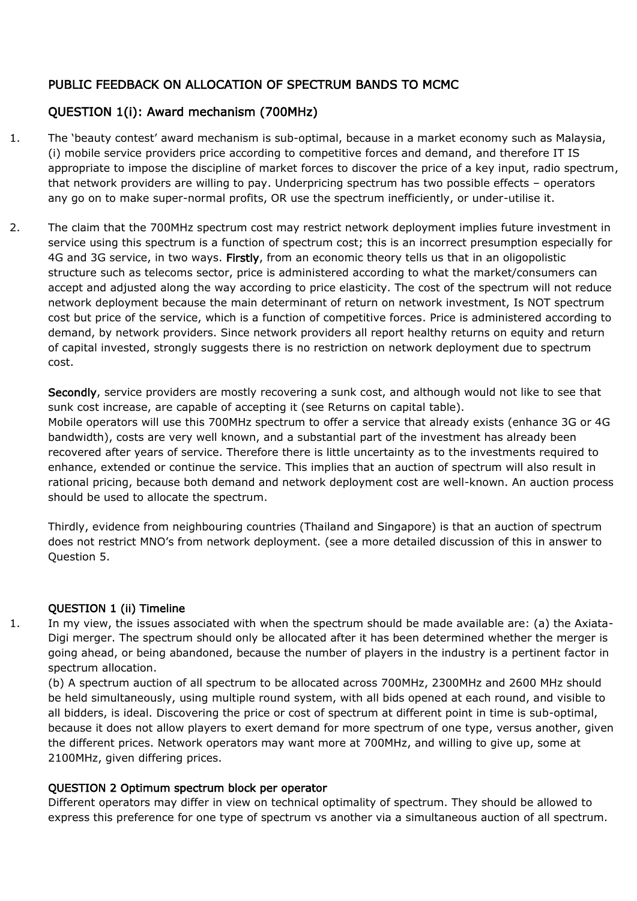## PUBLIC FEEDBACK ON ALLOCATION OF SPECTRUM BANDS TO MCMC

### QUESTION 1(i): Award mechanism (700MHz)

1. The 'beauty contest' award mechanism is sub-optimal, because in a market economy such as Malaysia, (i) mobile service providers price according to competitive forces and demand, and therefore IT IS appropriate to impose the discipline of market forces to discover the price of a key input, radio spectrum, that network providers are willing to pay. Underpricing spectrum has two possible effects – operators any go on to make super-normal profits, OR use the spectrum inefficiently, or under-utilise it.

2. The claim that the 700MHz spectrum cost may restrict network deployment implies future investment in service using this spectrum is a function of spectrum cost; this is an incorrect presumption especially for 4G and 3G service, in two ways. **Firstly**, from an economic theory tells us that in an oligopolistic structure such as telecoms sector, price is administered according to what the market/consumers can accept and adjusted along the way according to price elasticity. The cost of the spectrum will not reduce network deployment because the main determinant of return on network investment, Is NOT spectrum cost but price of the service, which is a function of competitive forces. Price is administered according to demand, by network providers. Since network providers all report healthy returns on equity and return of capital invested, strongly suggests there is no restriction on network deployment due to spectrum cost.

   **Secondly**, service providers are mostly recovering a sunk cost, and although would not like to see that sunk cost increase, are capable of accepting it (see Returns on capital table).
   Mobile operators will use this 700MHz spectrum to offer a service that already exists (enhance 3G or 4G bandwidth), costs are very well known, and a substantial part of the investment has already been recovered after years of service. Therefore there is little uncertainty as to the investments required to enhance, extended or continue the service. This implies that an auction of spectrum will also result in rational pricing, because both demand and network deployment cost are well-known. An auction process should be used to allocate the spectrum.

   Thirdly, evidence from neighbouring countries (Thailand and Singapore) is that an auction of spectrum does not restrict MNO's from network deployment. (see a more detailed discussion of this in answer to Question 5.

### QUESTION 1 (ii) Timeline

1. In my view, the issues associated with when the spectrum should be made available are: (a) the Axiata-Digi merger. The spectrum should only be allocated after it has been determined whether the merger is going ahead, or being abandoned, because the number of players in the industry is a pertinent factor in spectrum allocation.
   (b) A spectrum auction of all spectrum to be allocated across 700MHz, 2300MHz and 2600 MHz should be held simultaneously, using multiple round system, with all bids opened at each round, and visible to all bidders, is ideal. Discovering the price or cost of spectrum at different point in time is sub-optimal, because it does not allow players to exert demand for more spectrum of one type, versus another, given the different prices. Network operators may want more at 700MHz, and willing to give up, some at 2100MHz, given differing prices.

### QUESTION 2 Optimum spectrum block per operator

Different operators may differ in view on technical optimality of spectrum. They should be allowed to express this preference for one type of spectrum vs another via a simultaneous auction of all spectrum.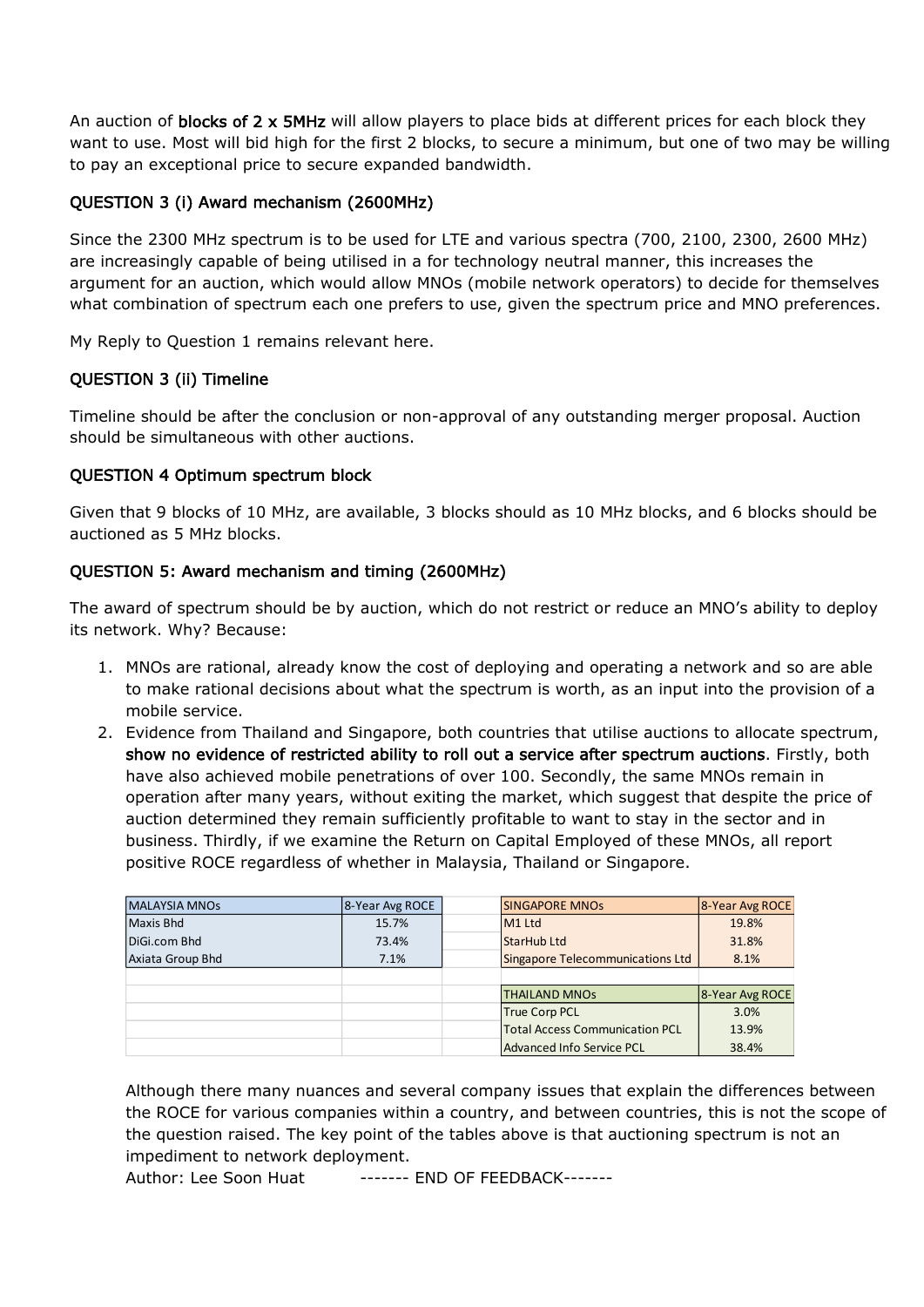An auction of **blocks of 2 x 5MHz** will allow players to place bids at different prices for each block they want to use. Most will bid high for the first 2 blocks, to secure a minimum, but one of two may be willing to pay an exceptional price to secure expanded bandwidth.

## QUESTION 3 (i) Award mechanism (2600MHz)

Since the 2300 MHz spectrum is to be used for LTE and various spectra (700, 2100, 2300, 2600 MHz) are increasingly capable of being utilised in a for technology neutral manner, this increases the argument for an auction, which would allow MNOs (mobile network operators) to decide for themselves what combination of spectrum each one prefers to use, given the spectrum price and MNO preferences.

My Reply to Question 1 remains relevant here.

## QUESTION 3 (ii) Timeline

Timeline should be after the conclusion or non-approval of any outstanding merger proposal. Auction should be simultaneous with other auctions.

## QUESTION 4 Optimum spectrum block

Given that 9 blocks of 10 MHz, are available, 3 blocks should as 10 MHz blocks, and 6 blocks should be auctioned as 5 MHz blocks.

## QUESTION 5: Award mechanism and timing (2600MHz)

The award of spectrum should be by auction, which do not restrict or reduce an MNO's ability to deploy its network. Why? Because:

1. MNOs are rational, already know the cost of deploying and operating a network and so are able to make rational decisions about what the spectrum is worth, as an input into the provision of a mobile service.
2. Evidence from Thailand and Singapore, both countries that utilise auctions to allocate spectrum, **show no evidence of restricted ability to roll out a service after spectrum auctions**. Firstly, both have also achieved mobile penetrations of over 100. Secondly, the same MNOs remain in operation after many years, without exiting the market, which suggest that despite the price of auction determined they remain sufficiently profitable to want to stay in the sector and in business. Thirdly, if we examine the Return on Capital Employed of these MNOs, all report positive ROCE regardless of whether in Malaysia, Thailand or Singapore.

| MALAYSIA MNOs | 8-Year Avg ROCE |
|---|---|
| Maxis Bhd | 15.7% |
| DiGi.com Bhd | 73.4% |
| Axiata Group Bhd | 7.1% |

| SINGAPORE MNOs | 8-Year Avg ROCE |
|---|---|
| M1 Ltd | 19.8% |
| StarHub Ltd | 31.8% |
| Singapore Telecommunications Ltd | 8.1% |

| THAILAND MNOs | 8-Year Avg ROCE |
|---|---|
| True Corp PCL | 3.0% |
| Total Access Communication PCL | 13.9% |
| Advanced Info Service PCL | 38.4% |

Although there many nuances and several company issues that explain the differences between the ROCE for various companies within a country, and between countries, this is not the scope of the question raised. The key point of the tables above is that auctioning spectrum is not an impediment to network deployment.

Author: Lee Soon Huat ------- END OF FEEDBACK-------